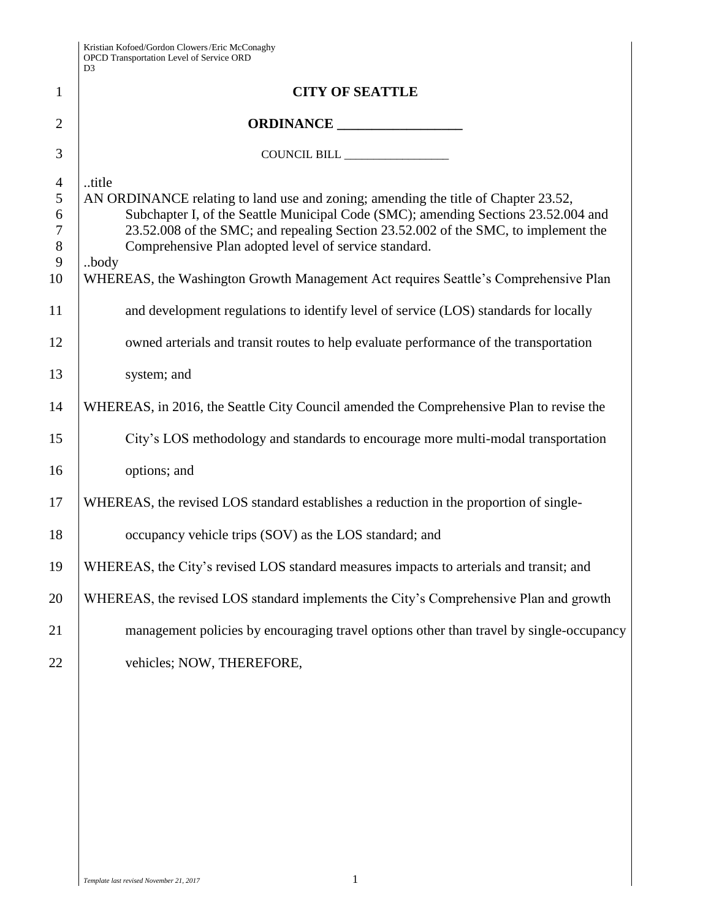# CITY OF SEATTLE

## ORDINANCE __________________

COUNCIL BILL __________________

..title

AN ORDINANCE relating to land use and zoning; amending the title of Chapter 23.52, Subchapter I, of the Seattle Municipal Code (SMC); amending Sections 23.52.004 and 23.52.008 of the SMC; and repealing Section 23.52.002 of the SMC, to implement the Comprehensive Plan adopted level of service standard.

..body

WHEREAS, the Washington Growth Management Act requires Seattle's Comprehensive Plan and development regulations to identify level of service (LOS) standards for locally owned arterials and transit routes to help evaluate performance of the transportation system; and

WHEREAS, in 2016, the Seattle City Council amended the Comprehensive Plan to revise the City's LOS methodology and standards to encourage more multi-modal transportation options; and

WHEREAS, the revised LOS standard establishes a reduction in the proportion of single-occupancy vehicle trips (SOV) as the LOS standard; and

WHEREAS, the City's revised LOS standard measures impacts to arterials and transit; and

WHEREAS, the revised LOS standard implements the City's Comprehensive Plan and growth management policies by encouraging travel options other than travel by single-occupancy vehicles; NOW, THEREFORE,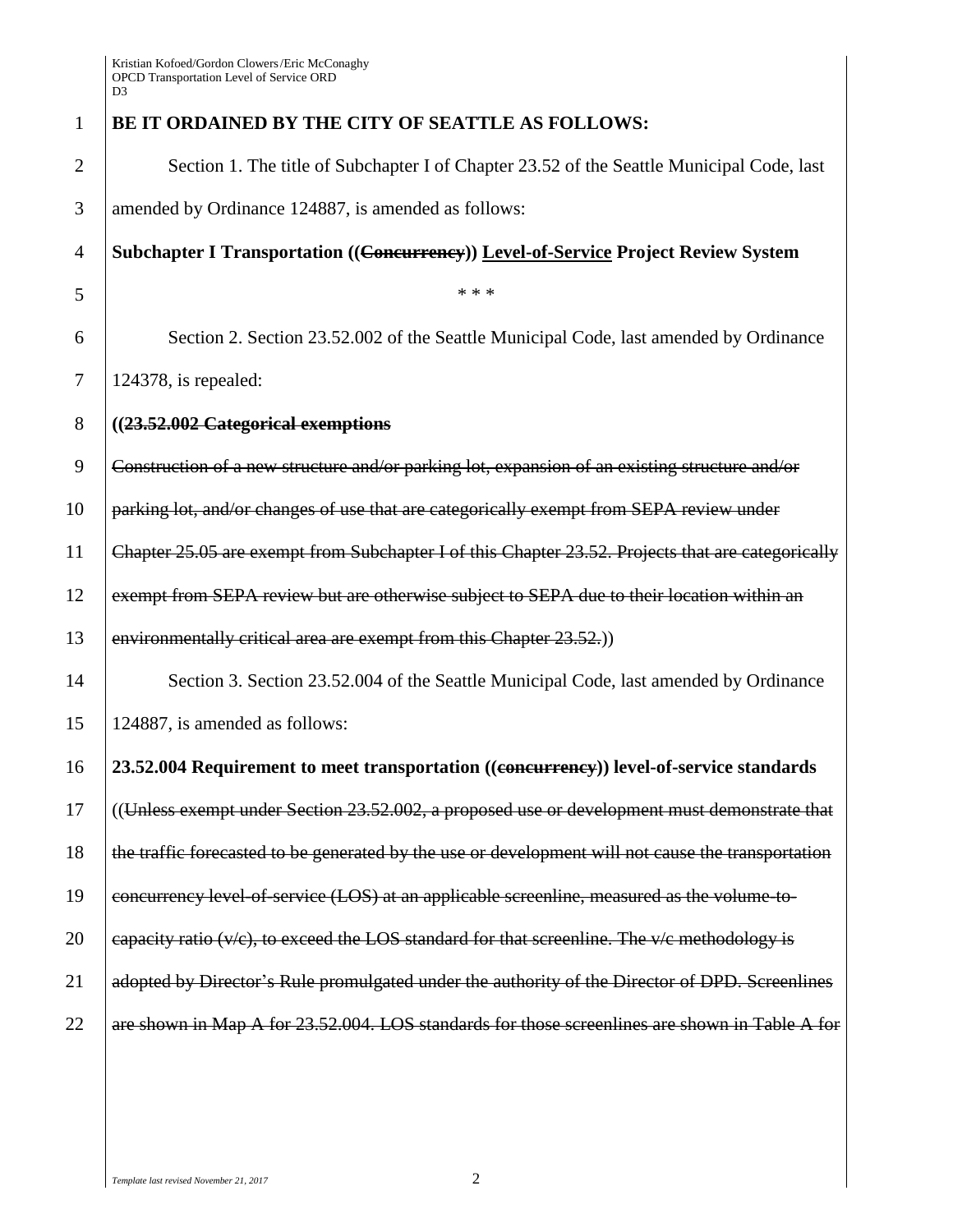**BE IT ORDAINED BY THE CITY OF SEATTLE AS FOLLOWS:**

Section 1. The title of Subchapter I of Chapter 23.52 of the Seattle Municipal Code, last amended by Ordinance 124887, is amended as follows:

**Subchapter I Transportation ((~~Concurrency~~)) <u>Level-of-Service</u> Project Review System**

\* \* \*

Section 2. Section 23.52.002 of the Seattle Municipal Code, last amended by Ordinance 124378, is repealed:

**((~~23.52.002 Categorical exemptions~~**

~~Construction of a new structure and/or parking lot, expansion of an existing structure and/or parking lot, and/or changes of use that are categorically exempt from SEPA review under Chapter 25.05 are exempt from Subchapter I of this Chapter 23.52. Projects that are categorically exempt from SEPA review but are otherwise subject to SEPA due to their location within an environmentally critical area are exempt from this Chapter 23.52.~~))

Section 3. Section 23.52.004 of the Seattle Municipal Code, last amended by Ordinance 124887, is amended as follows:

**23.52.004 Requirement to meet transportation ((~~concurrency~~)) level-of-service standards**

((~~Unless exempt under Section 23.52.002, a proposed use or development must demonstrate that the traffic forecasted to be generated by the use or development will not cause the transportation concurrency level-of-service (LOS) at an applicable screenline, measured as the volume-to-capacity ratio (v/c), to exceed the LOS standard for that screenline. The v/c methodology is adopted by Director's Rule promulgated under the authority of the Director of DPD. Screenlines are shown in Map A for 23.52.004. LOS standards for those screenlines are shown in Table A for~~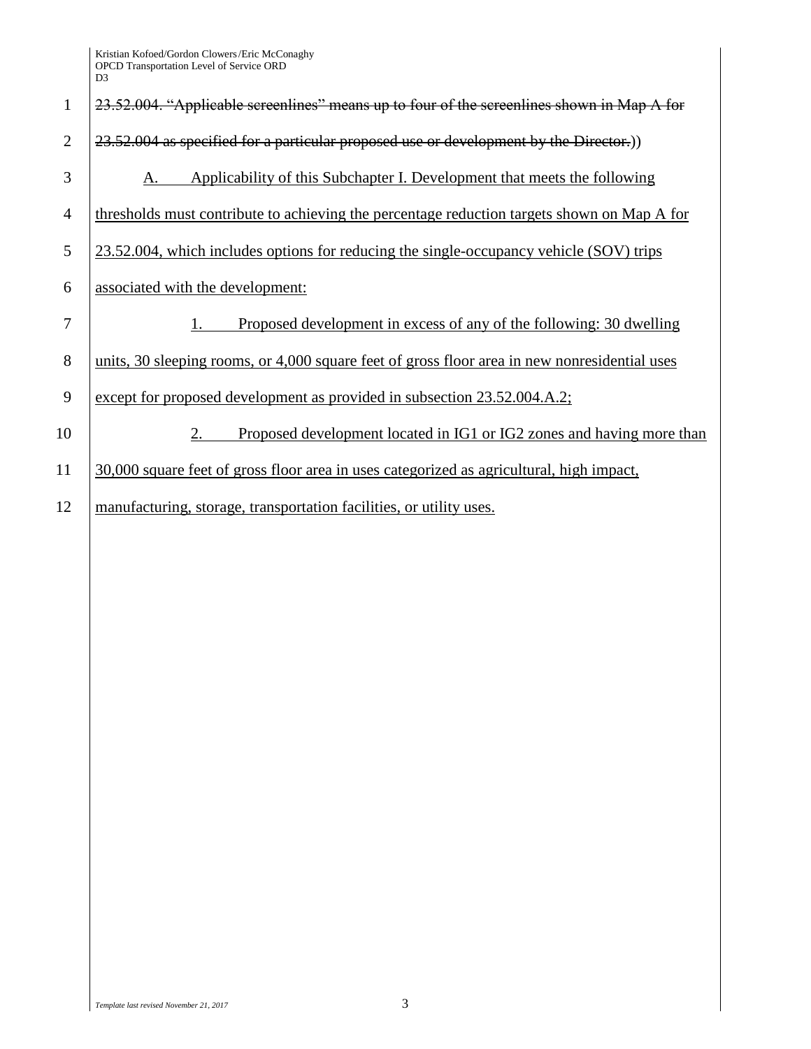~~23.52.004. "Applicable screenlines" means up to four of the screenlines shown in Map A for 23.52.004 as specified for a particular proposed use or development by the Director.~~))

A. Applicability of this Subchapter I. Development that meets the following thresholds must contribute to achieving the percentage reduction targets shown on Map A for 23.52.004, which includes options for reducing the single-occupancy vehicle (SOV) trips associated with the development:

1. Proposed development in excess of any of the following: 30 dwelling units, 30 sleeping rooms, or 4,000 square feet of gross floor area in new nonresidential uses except for proposed development as provided in subsection 23.52.004.A.2;

2. Proposed development located in IG1 or IG2 zones and having more than 30,000 square feet of gross floor area in uses categorized as agricultural, high impact, manufacturing, storage, transportation facilities, or utility uses.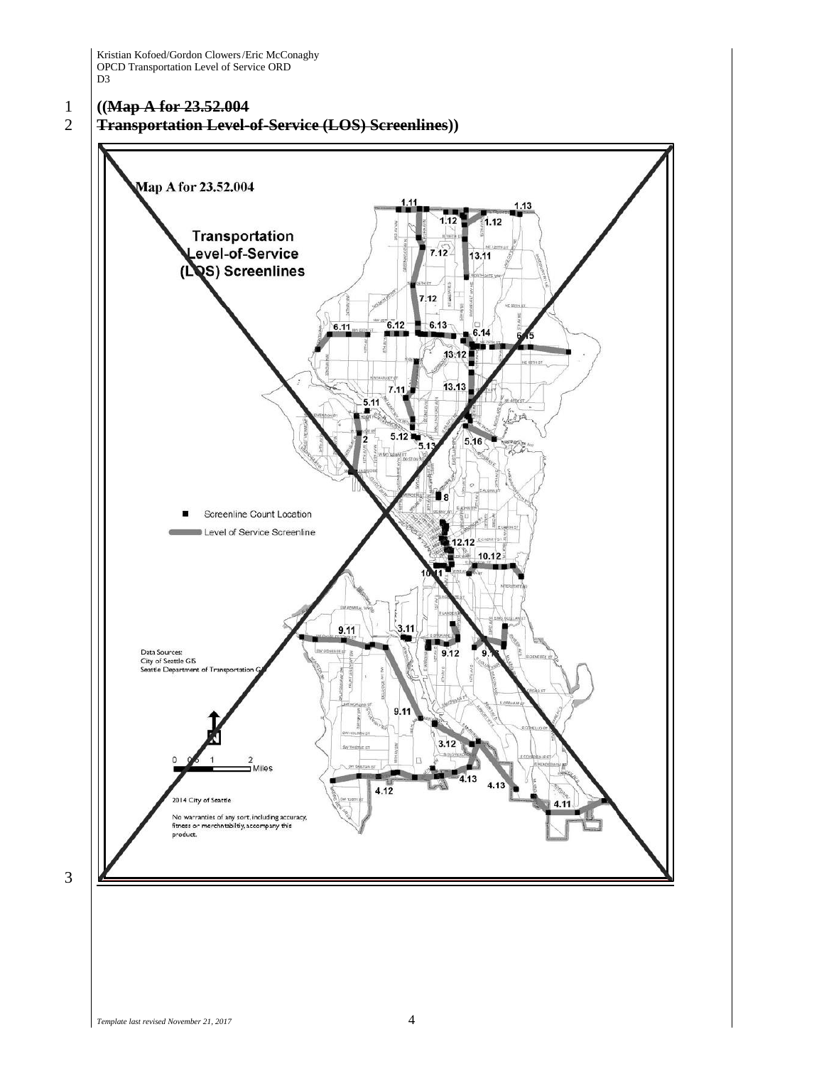~~((Map A for 23.52.004~~
~~Transportation Level-of-Service (LOS) Screenlines))~~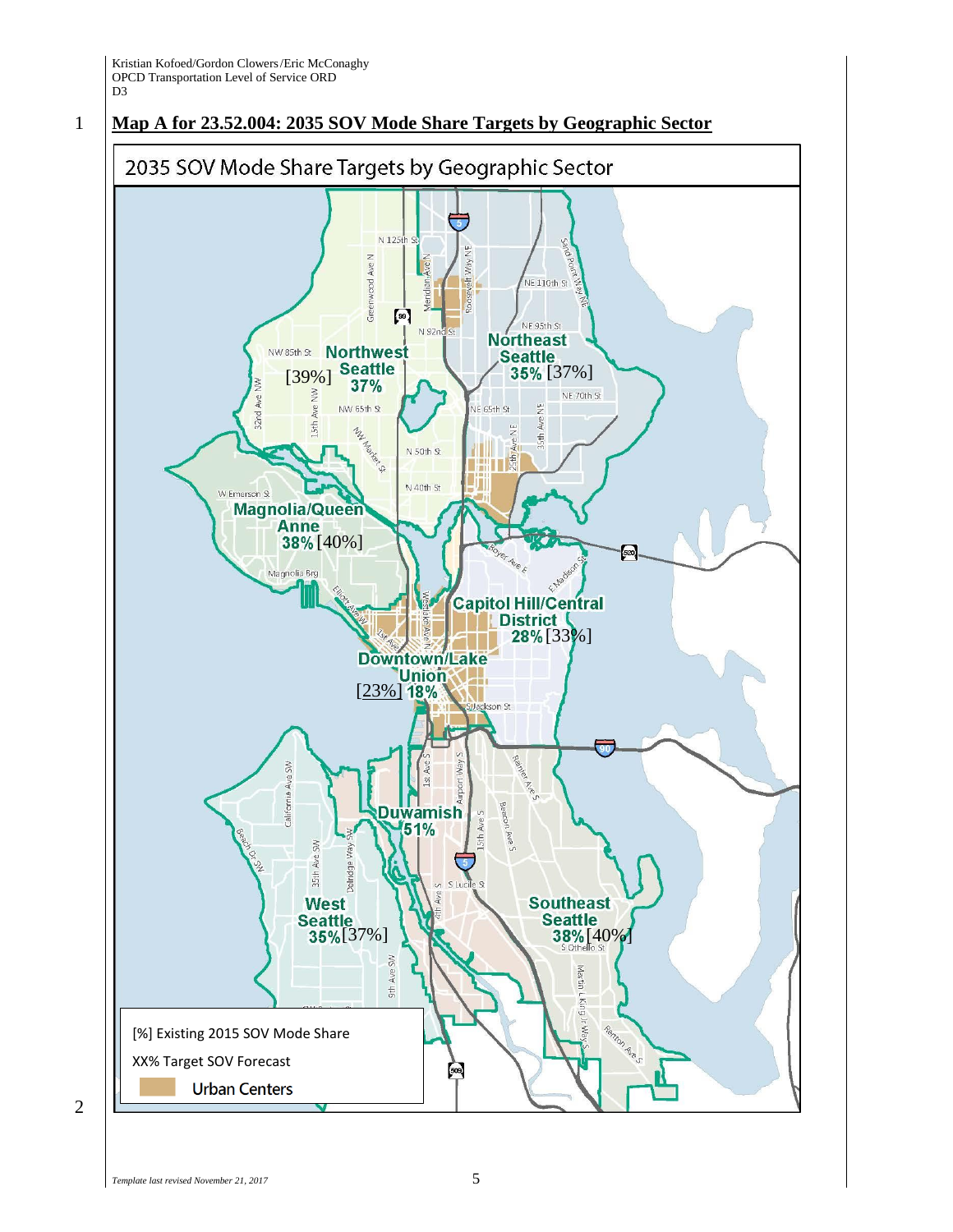**Map A for 23.52.004: 2035 SOV Mode Share Targets by Geographic Sector**

2035 SOV Mode Share Targets by Geographic Sector

| Geographic Sector | [%] Existing 2015 SOV Mode Share | XX% Target SOV Forecast |
| --- | --- | --- |
| Northwest Seattle | [39%] | 37% |
| Northeast Seattle | [37%] | 35% |
| Magnolia/Queen Anne | [40%] | 38% |
| Capitol Hill/Central District | [33%] | 28% |
| Downtown/Lake Union | [23%] | 18% |
| Duwamish | | 51% |
| West Seattle | [37%] | 35% |
| Southeast Seattle | [40%] | 38% |

[%] Existing 2015 SOV Mode Share

XX% Target SOV Forecast

Urban Centers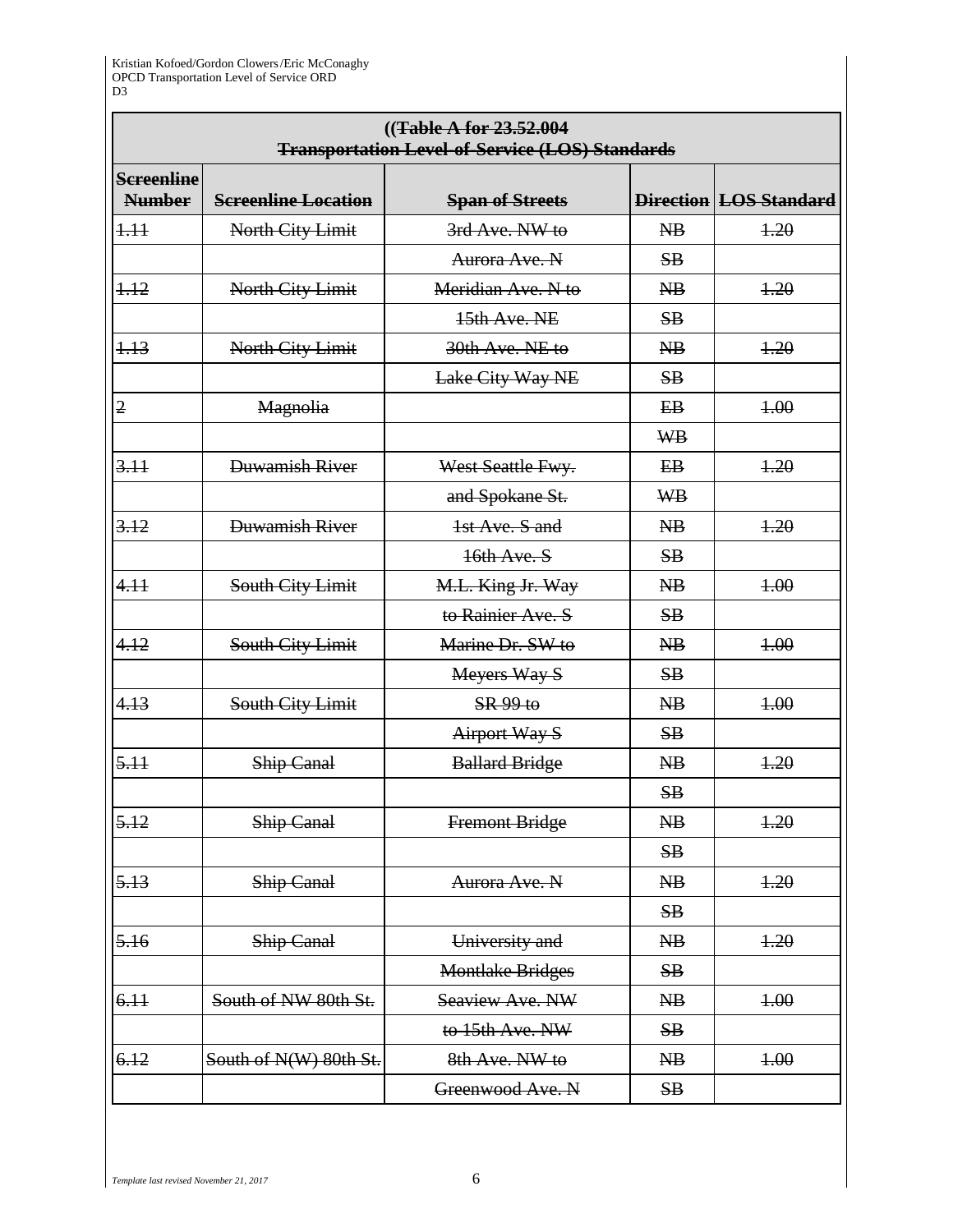((~~Table A for 23.52.004~~
~~Transportation Level-of-Service (LOS) Standards~~

| ~~Screenline Number~~ | ~~Screenline Location~~ | ~~Span of Streets~~ | ~~Direction~~ | ~~LOS Standard~~ |
|---|---|---|---|---|
| ~~1.11~~ | ~~North City Limit~~ | ~~3rd Ave. NW to~~ | ~~NB~~ | ~~1.20~~ |
| | | ~~Aurora Ave. N~~ | ~~SB~~ | |
| ~~1.12~~ | ~~North City Limit~~ | ~~Meridian Ave. N to~~ | ~~NB~~ | ~~1.20~~ |
| | | ~~15th Ave. NE~~ | ~~SB~~ | |
| ~~1.13~~ | ~~North City Limit~~ | ~~30th Ave. NE to~~ | ~~NB~~ | ~~1.20~~ |
| | | ~~Lake City Way NE~~ | ~~SB~~ | |
| ~~2~~ | ~~Magnolia~~ | | ~~EB~~ | ~~1.00~~ |
| | | | ~~WB~~ | |
| ~~3.11~~ | ~~Duwamish River~~ | ~~West Seattle Fwy.~~ | ~~EB~~ | ~~1.20~~ |
| | | ~~and Spokane St.~~ | ~~WB~~ | |
| ~~3.12~~ | ~~Duwamish River~~ | ~~1st Ave. S and~~ | ~~NB~~ | ~~1.20~~ |
| | | ~~16th Ave. S~~ | ~~SB~~ | |
| ~~4.11~~ | ~~South City Limit~~ | ~~M.L. King Jr. Way~~ | ~~NB~~ | ~~1.00~~ |
| | | ~~to Rainier Ave. S~~ | ~~SB~~ | |
| ~~4.12~~ | ~~South City Limit~~ | ~~Marine Dr. SW to~~ | ~~NB~~ | ~~1.00~~ |
| | | ~~Meyers Way S~~ | ~~SB~~ | |
| ~~4.13~~ | ~~South City Limit~~ | ~~SR 99 to~~ | ~~NB~~ | ~~1.00~~ |
| | | ~~Airport Way S~~ | ~~SB~~ | |
| ~~5.11~~ | ~~Ship Canal~~ | ~~Ballard Bridge~~ | ~~NB~~ | ~~1.20~~ |
| | | | ~~SB~~ | |
| ~~5.12~~ | ~~Ship Canal~~ | ~~Fremont Bridge~~ | ~~NB~~ | ~~1.20~~ |
| | | | ~~SB~~ | |
| ~~5.13~~ | ~~Ship Canal~~ | ~~Aurora Ave. N~~ | ~~NB~~ | ~~1.20~~ |
| | | | ~~SB~~ | |
| ~~5.16~~ | ~~Ship Canal~~ | ~~University and~~ | ~~NB~~ | ~~1.20~~ |
| | | ~~Montlake Bridges~~ | ~~SB~~ | |
| ~~6.11~~ | ~~South of NW 80th St.~~ | ~~Seaview Ave. NW~~ | ~~NB~~ | ~~1.00~~ |
| | | ~~to 15th Ave. NW~~ | ~~SB~~ | |
| ~~6.12~~ | ~~South of N(W) 80th St.~~ | ~~8th Ave. NW to~~ | ~~NB~~ | ~~1.00~~ |
| | | ~~Greenwood Ave. N~~ | ~~SB~~ | |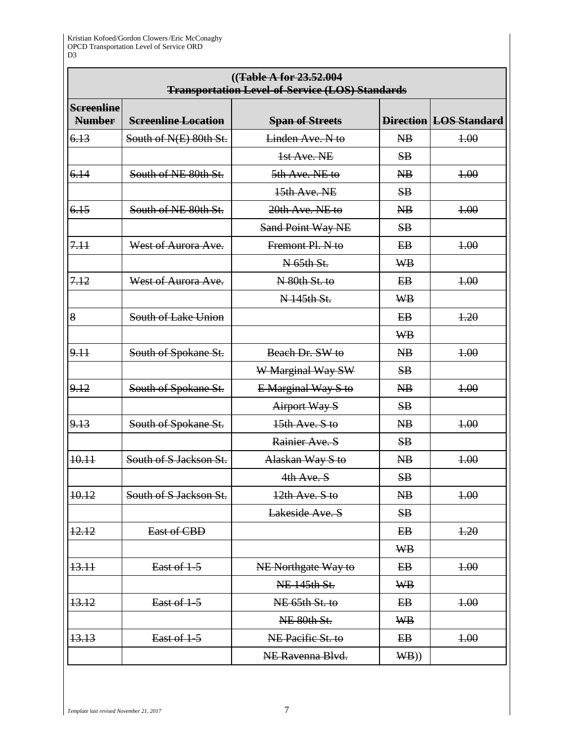**((~~Table A for 23.52.004~~**
**~~Transportation Level-of-Service (LOS) Standards~~**

| ~~Screenline Number~~ | ~~Screenline Location~~ | ~~Span of Streets~~ | ~~Direction~~ | ~~LOS Standard~~ |
|---|---|---|---|---|
| ~~6.13~~ | ~~South of N(E) 80th St.~~ | ~~Linden Ave. N to~~ | ~~NB~~ | ~~1.00~~ |
| | | ~~1st Ave. NE~~ | ~~SB~~ | |
| ~~6.14~~ | ~~South of NE 80th St.~~ | ~~5th Ave. NE to~~ | ~~NB~~ | ~~1.00~~ |
| | | ~~15th Ave. NE~~ | ~~SB~~ | |
| ~~6.15~~ | ~~South of NE 80th St.~~ | ~~20th Ave. NE to~~ | ~~NB~~ | ~~1.00~~ |
| | | ~~Sand Point Way NE~~ | ~~SB~~ | |
| ~~7.11~~ | ~~West of Aurora Ave.~~ | ~~Fremont Pl. N to~~ | ~~EB~~ | ~~1.00~~ |
| | | ~~N 65th St.~~ | ~~WB~~ | |
| ~~7.12~~ | ~~West of Aurora Ave.~~ | ~~N 80th St. to~~ | ~~EB~~ | ~~1.00~~ |
| | | ~~N 145th St.~~ | ~~WB~~ | |
| ~~8~~ | ~~South of Lake Union~~ | | ~~EB~~ | ~~1.20~~ |
| | | | ~~WB~~ | |
| ~~9.11~~ | ~~South of Spokane St.~~ | ~~Beach Dr. SW to~~ | ~~NB~~ | ~~1.00~~ |
| | | ~~W Marginal Way SW~~ | ~~SB~~ | |
| ~~9.12~~ | ~~South of Spokane St.~~ | ~~E Marginal Way S to~~ | ~~NB~~ | ~~1.00~~ |
| | | ~~Airport Way S~~ | ~~SB~~ | |
| ~~9.13~~ | ~~South of Spokane St.~~ | ~~15th Ave. S to~~ | ~~NB~~ | ~~1.00~~ |
| | | ~~Rainier Ave. S~~ | ~~SB~~ | |
| ~~10.11~~ | ~~South of S Jackson St.~~ | ~~Alaskan Way S to~~ | ~~NB~~ | ~~1.00~~ |
| | | ~~4th Ave. S~~ | ~~SB~~ | |
| ~~10.12~~ | ~~South of S Jackson St.~~ | ~~12th Ave. S to~~ | ~~NB~~ | ~~1.00~~ |
| | | ~~Lakeside Ave. S~~ | ~~SB~~ | |
| ~~12.12~~ | ~~East of CBD~~ | | ~~EB~~ | ~~1.20~~ |
| | | | ~~WB~~ | |
| ~~13.11~~ | ~~East of 1-5~~ | ~~NE Northgate Way to~~ | ~~EB~~ | ~~1.00~~ |
| | | ~~NE 145th St.~~ | ~~WB~~ | |
| ~~13.12~~ | ~~East of 1-5~~ | ~~NE 65th St. to~~ | ~~EB~~ | ~~1.00~~ |
| | | ~~NE 80th St.~~ | ~~WB~~ | |
| ~~13.13~~ | ~~East of 1-5~~ | ~~NE Pacific St. to~~ | ~~EB~~ | ~~1.00~~ |
| | | ~~NE Ravenna Blvd.~~ | ~~WB~~)) | |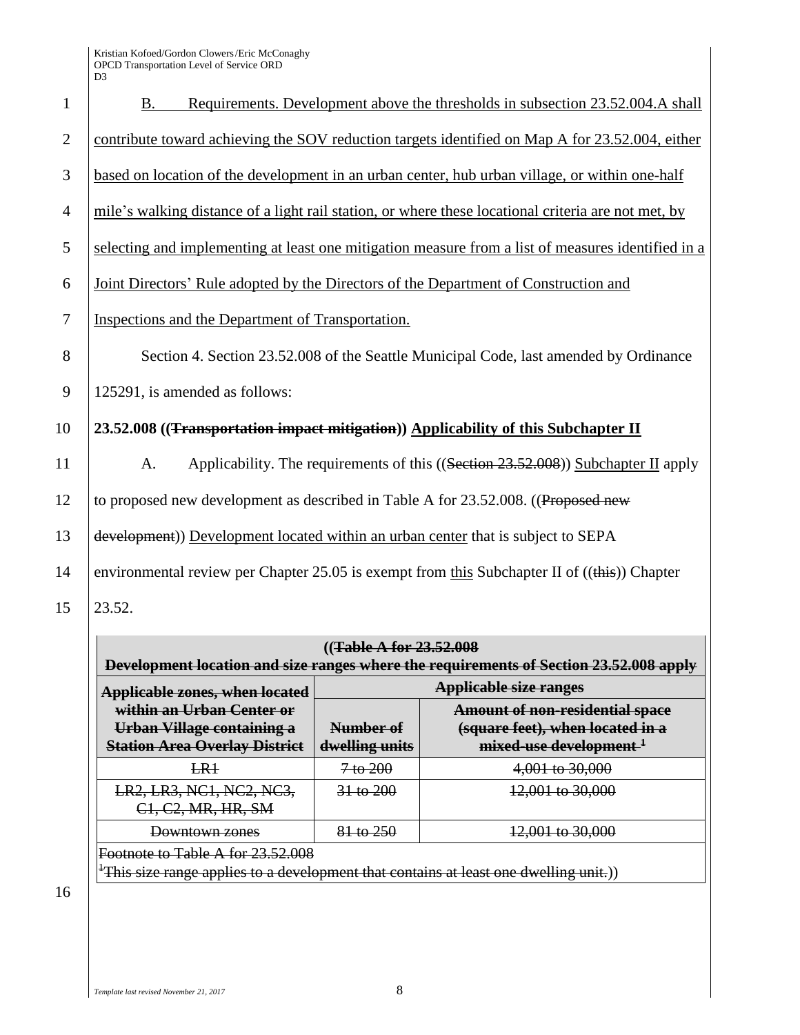B. Requirements. Development above the thresholds in subsection 23.52.004.A shall contribute toward achieving the SOV reduction targets identified on Map A for 23.52.004, either based on location of the development in an urban center, hub urban village, or within one-half mile's walking distance of a light rail station, or where these locational criteria are not met, by selecting and implementing at least one mitigation measure from a list of measures identified in a Joint Directors' Rule adopted by the Directors of the Department of Construction and Inspections and the Department of Transportation.

Section 4. Section 23.52.008 of the Seattle Municipal Code, last amended by Ordinance 125291, is amended as follows:

**23.52.008 ((~~Transportation impact mitigation~~)) Applicability of this Subchapter II**

A. Applicability. The requirements of this ((~~Section 23.52.008~~)) Subchapter II apply to proposed new development as described in Table A for 23.52.008. ((~~Proposed new development~~)) Development located within an urban center that is subject to SEPA environmental review per Chapter 25.05 is exempt from this Subchapter II of ((~~this~~)) Chapter 23.52.

((~~Table A for 23.52.008~~
~~Development location and size ranges where the requirements of Section 23.52.008 apply~~

| ~~Applicable zones, when located within an Urban Center or Urban Village containing a Station Area Overlay District~~ | ~~Applicable size ranges~~ | |
|---|---|---|
| | ~~Number of dwelling units~~ | ~~Amount of non-residential space (square feet), when located in a mixed-use development~~ [1] |
| ~~LR1~~ | ~~7 to 200~~ | ~~4,001 to 30,000~~ |
| ~~LR2, LR3, NC1, NC2, NC3, C1, C2, MR, HR, SM~~ | ~~31 to 200~~ | ~~12,001 to 30,000~~ |
| ~~Downtown zones~~ | ~~81 to 250~~ | ~~12,001 to 30,000~~ |

~~Footnote to Table A for 23.52.008~~
[1] ~~This size range applies to a development that contains at least one dwelling unit.~~))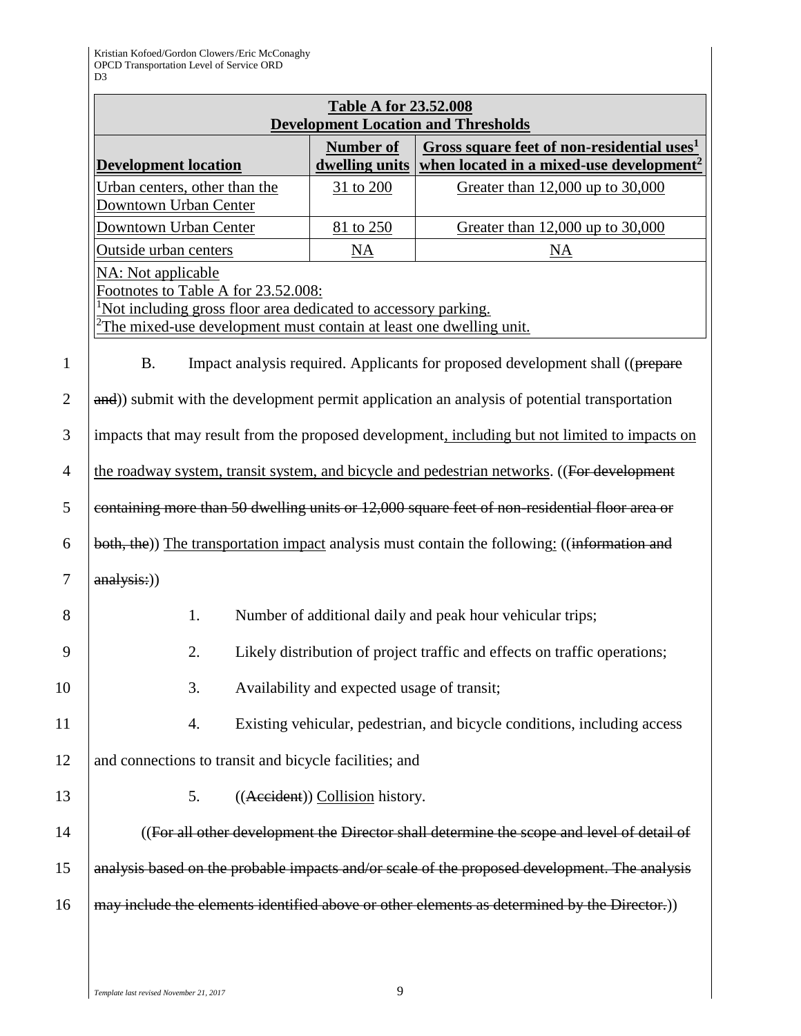| Table A for 23.52.008 Development Location and Thresholds | | |
|---|---|---|
| Development location | Number of dwelling units | Gross square feet of non-residential uses[1] when located in a mixed-use development[2] |
| Urban centers, other than the Downtown Urban Center | 31 to 200 | Greater than 12,000 up to 30,000 |
| Downtown Urban Center | 81 to 250 | Greater than 12,000 up to 30,000 |
| Outside urban centers | NA | NA |
| NA: Not applicable<br>Footnotes to Table A for 23.52.008:<br>[1]Not including gross floor area dedicated to accessory parking.<br>[2]The mixed-use development must contain at least one dwelling unit. | | |

B. Impact analysis required. Applicants for proposed development shall ((~~prepare and~~)) submit with the development permit application an analysis of potential transportation impacts that may result from the proposed development, including but not limited to impacts on the roadway system, transit system, and bicycle and pedestrian networks. ((~~For development containing more than 50 dwelling units or 12,000 square feet of non-residential floor area or both, the~~)) The transportation impact analysis must contain the following: ((~~information and analysis:~~))

1. Number of additional daily and peak hour vehicular trips;

2. Likely distribution of project traffic and effects on traffic operations;

3. Availability and expected usage of transit;

4. Existing vehicular, pedestrian, and bicycle conditions, including access and connections to transit and bicycle facilities; and

5. ((~~Accident~~)) Collision history.

((~~For all other development the Director shall determine the scope and level of detail of analysis based on the probable impacts and/or scale of the proposed development. The analysis may include the elements identified above or other elements as determined by the Director.~~))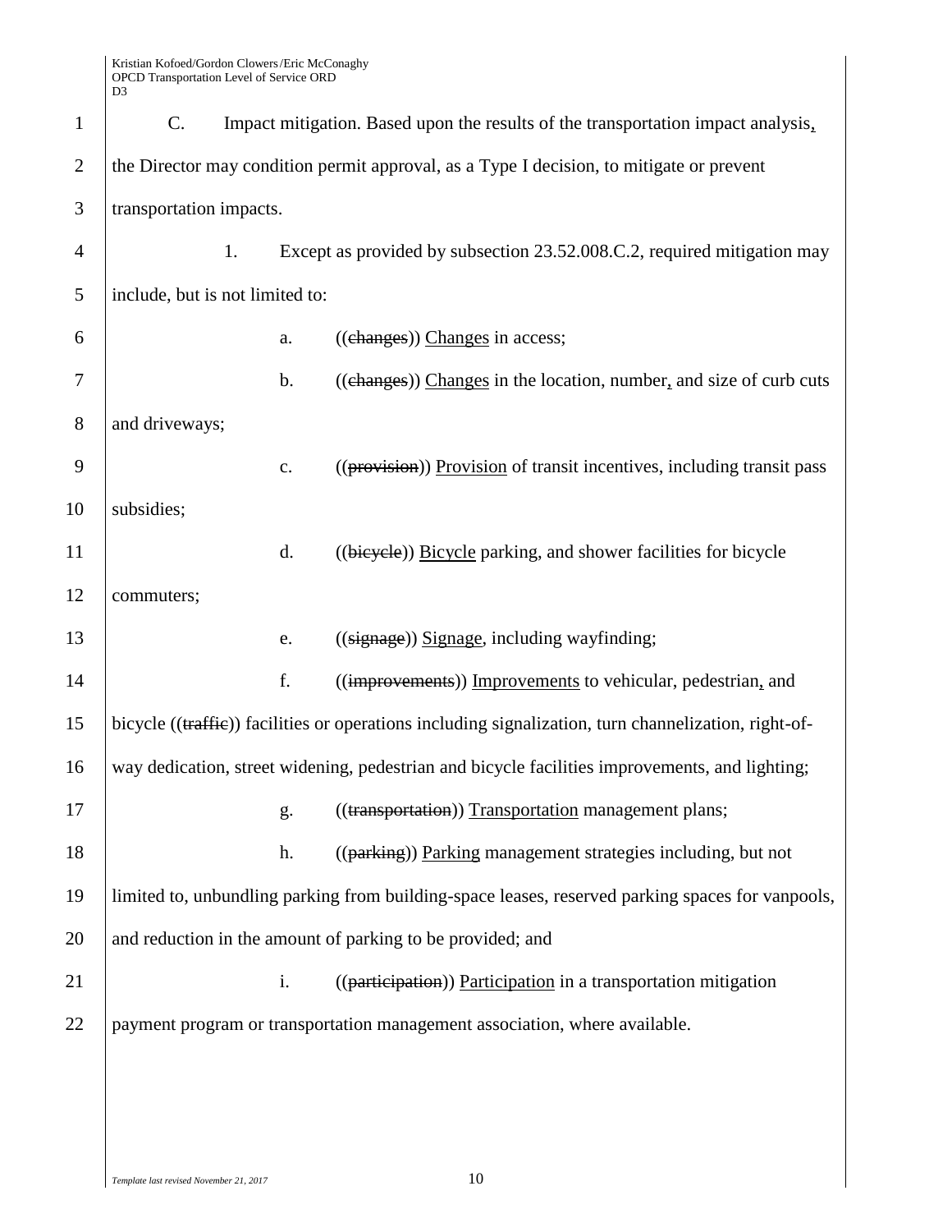C. Impact mitigation. Based upon the results of the transportation impact analysis, the Director may condition permit approval, as a Type I decision, to mitigate or prevent transportation impacts.

1. Except as provided by subsection 23.52.008.C.2, required mitigation may include, but is not limited to:

a. ((~~changes~~)) Changes in access;

b. ((~~changes~~)) Changes in the location, number, and size of curb cuts and driveways;

c. ((~~provision~~)) Provision of transit incentives, including transit pass subsidies;

d. ((~~bicycle~~)) Bicycle parking, and shower facilities for bicycle commuters;

e. ((~~signage~~)) Signage, including wayfinding;

f. ((~~improvements~~)) Improvements to vehicular, pedestrian, and bicycle ((~~traffic~~)) facilities or operations including signalization, turn channelization, right-of-way dedication, street widening, pedestrian and bicycle facilities improvements, and lighting;

g. ((~~transportation~~)) Transportation management plans;

h. ((~~parking~~)) Parking management strategies including, but not limited to, unbundling parking from building-space leases, reserved parking spaces for vanpools, and reduction in the amount of parking to be provided; and

i. ((~~participation~~)) Participation in a transportation mitigation payment program or transportation management association, where available.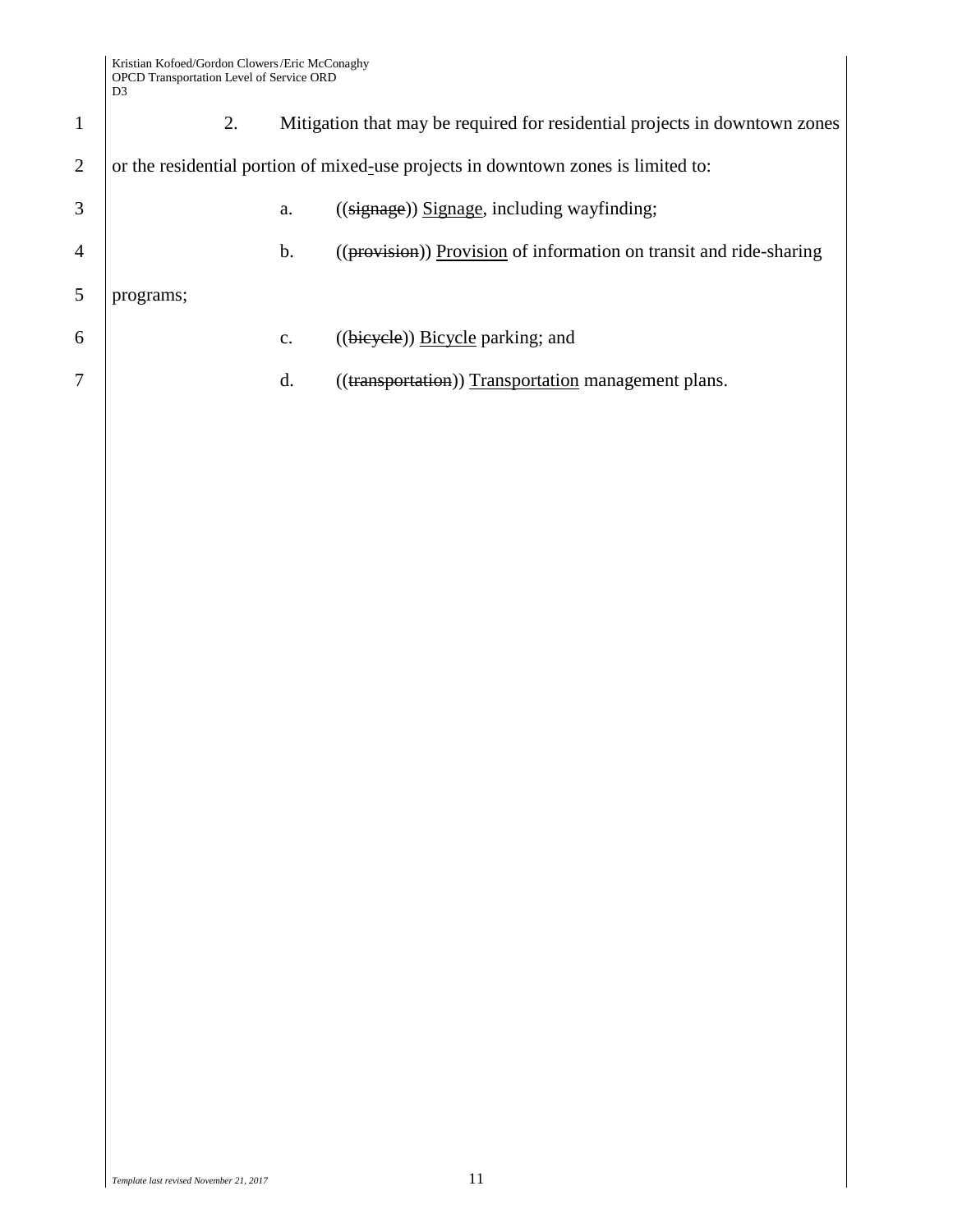2. Mitigation that may be required for residential projects in downtown zones or the residential portion of mixed-use projects in downtown zones is limited to:

a. ((~~signage~~)) <u>Signage</u>, including wayfinding;

b. ((~~provision~~)) <u>Provision</u> of information on transit and ride-sharing programs;

c. ((~~bicycle~~)) <u>Bicycle</u> parking; and

d. ((~~transportation~~)) <u>Transportation</u> management plans.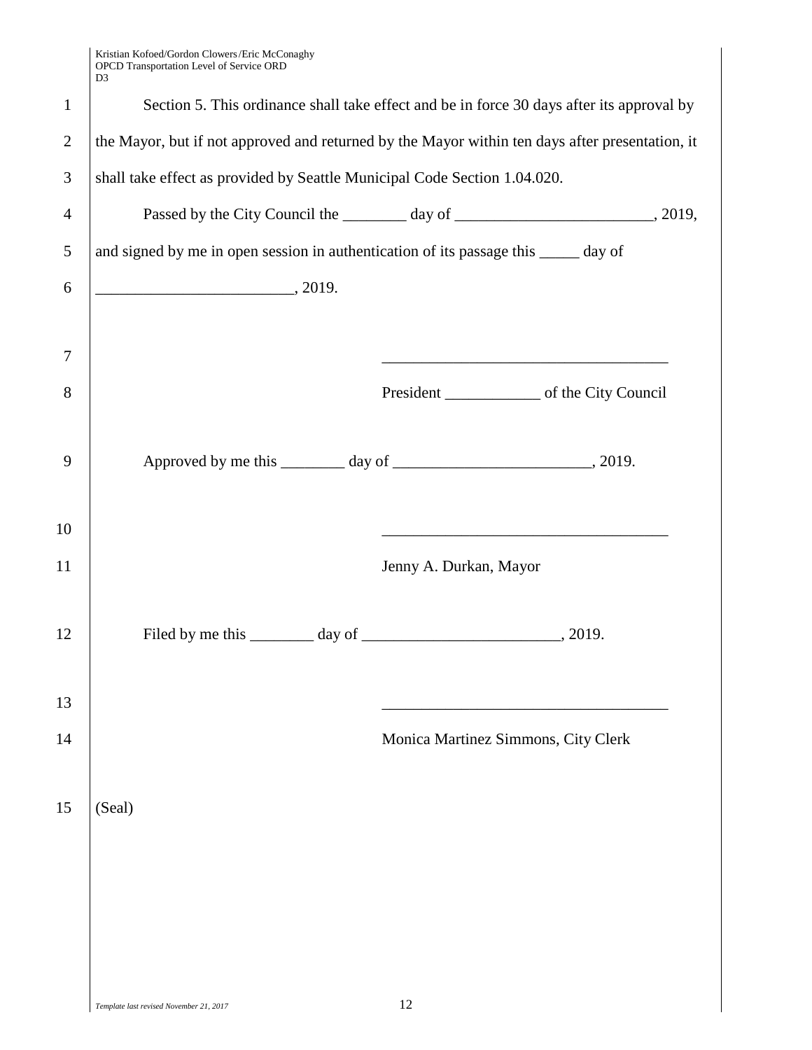Section 5. This ordinance shall take effect and be in force 30 days after its approval by the Mayor, but if not approved and returned by the Mayor within ten days after presentation, it shall take effect as provided by Seattle Municipal Code Section 1.04.020.

Passed by the City Council the ________ day of _________________________, 2019, and signed by me in open session in authentication of its passage this _____ day of _________________________, 2019.

____________________________________

President ____________ of the City Council

Approved by me this ________ day of _________________________, 2019.

____________________________________

Jenny A. Durkan, Mayor

Filed by me this ________ day of _________________________, 2019.

____________________________________

Monica Martinez Simmons, City Clerk

(Seal)